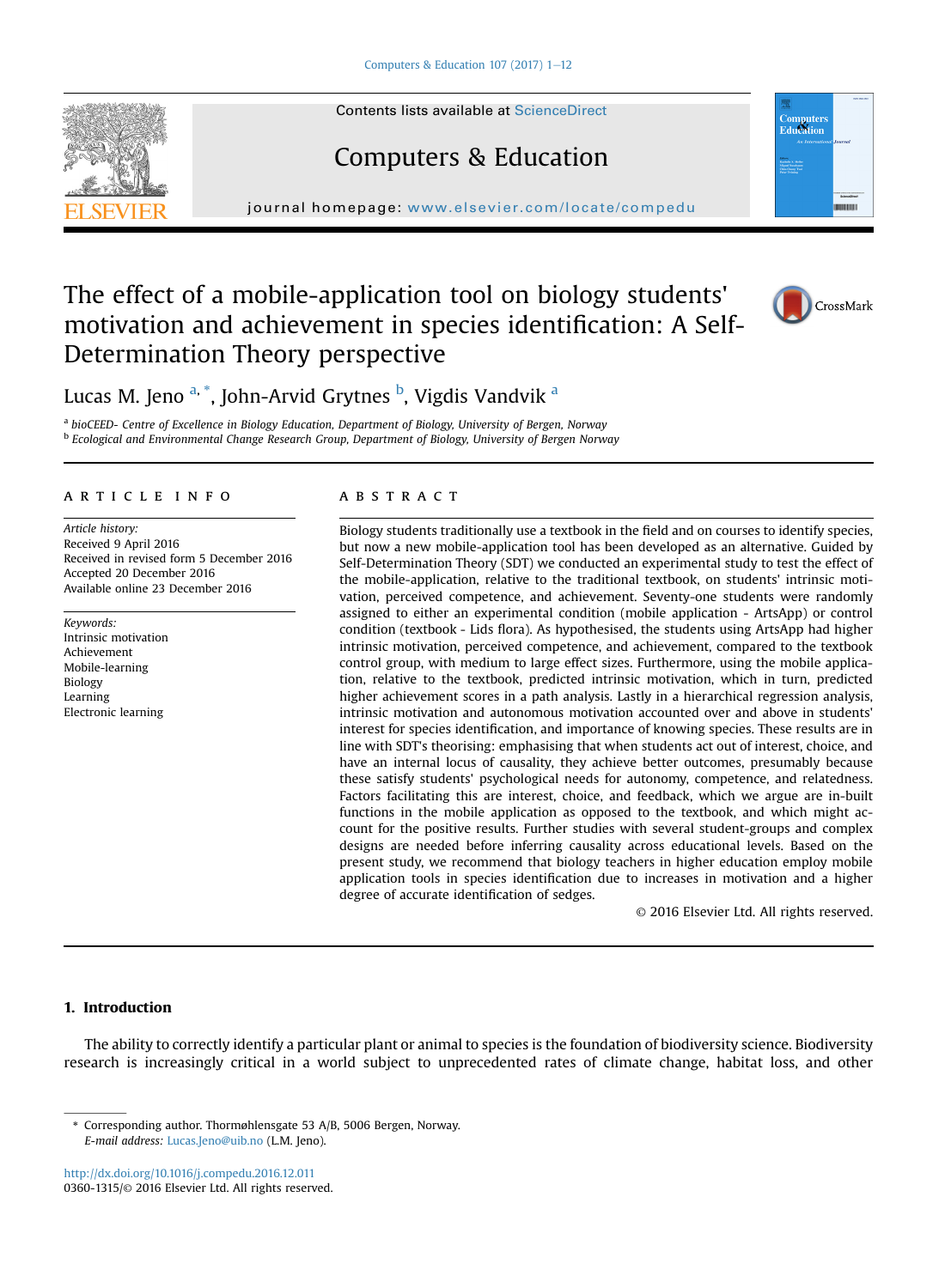Contents lists available at ScienceDirect

# Computers & Education

journal homepage: www.elsevier.com/locate/compedu

# The effect of a mobile-application tool on biology students' motivation and achievement in species identification: A Self-Determination Theory perspective

Lucas M. Jeno [a,*], John-Arvid Grytnes [b], Vigdis Vandvik [a]

[a] bioCEED- Centre of Excellence in Biology Education, Department of Biology, University of Bergen, Norway
[b] Ecological and Environmental Change Research Group, Department of Biology, University of Bergen Norway

## ARTICLE INFO

*Article history:*
Received 9 April 2016
Received in revised form 5 December 2016
Accepted 20 December 2016
Available online 23 December 2016

*Keywords:*
Intrinsic motivation
Achievement
Mobile-learning
Biology
Learning
Electronic learning

## ABSTRACT

Biology students traditionally use a textbook in the field and on courses to identify species, but now a new mobile-application tool has been developed as an alternative. Guided by Self-Determination Theory (SDT) we conducted an experimental study to test the effect of the mobile-application, relative to the traditional textbook, on students' intrinsic motivation, perceived competence, and achievement. Seventy-one students were randomly assigned to either an experimental condition (mobile application - ArtsApp) or control condition (textbook - Lids flora). As hypothesised, the students using ArtsApp had higher intrinsic motivation, perceived competence, and achievement, compared to the textbook control group, with medium to large effect sizes. Furthermore, using the mobile application, relative to the textbook, predicted intrinsic motivation, which in turn, predicted higher achievement scores in a path analysis. Lastly in a hierarchical regression analysis, intrinsic motivation and autonomous motivation accounted over and above in students' interest for species identification, and importance of knowing species. These results are in line with SDT's theorising: emphasising that when students act out of interest, choice, and have an internal locus of causality, they achieve better outcomes, presumably because these satisfy students' psychological needs for autonomy, competence, and relatedness. Factors facilitating this are interest, choice, and feedback, which we argue are in-built functions in the mobile application as opposed to the textbook, and which might account for the positive results. Further studies with several student-groups and complex designs are needed before inferring causality across educational levels. Based on the present study, we recommend that biology teachers in higher education employ mobile application tools in species identification due to increases in motivation and a higher degree of accurate identification of sedges.

© 2016 Elsevier Ltd. All rights reserved.

## 1. Introduction

The ability to correctly identify a particular plant or animal to species is the foundation of biodiversity science. Biodiversity research is increasingly critical in a world subject to unprecedented rates of climate change, habitat loss, and other

\* Corresponding author. Thormøhlensgate 53 A/B, 5006 Bergen, Norway.
*E-mail address:* Lucas.Jeno@uib.no (L.M. Jeno).

http://dx.doi.org/10.1016/j.compedu.2016.12.011
0360-1315/© 2016 Elsevier Ltd. All rights reserved.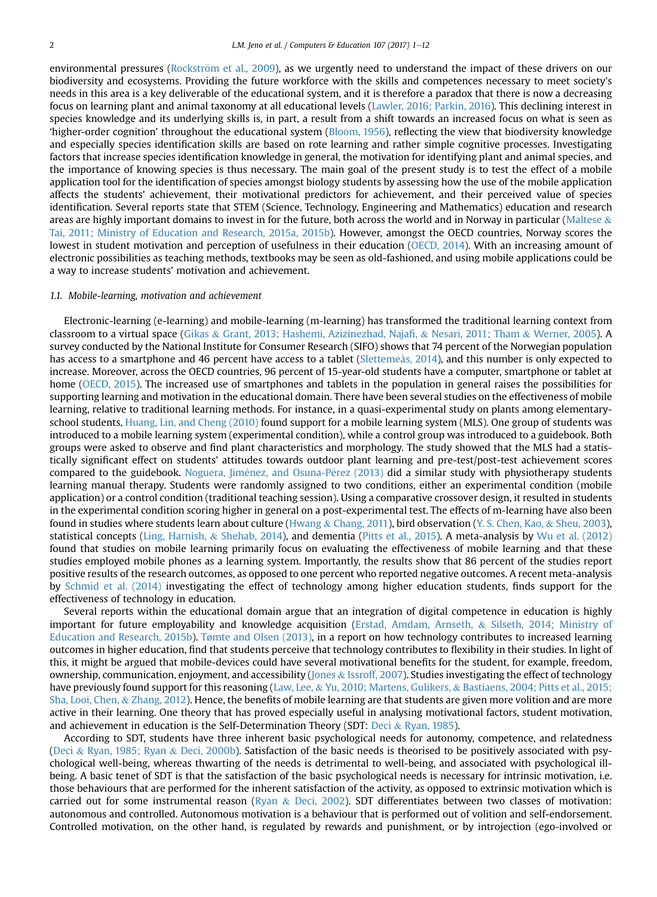environmental pressures (Rockström et al., 2009), as we urgently need to understand the impact of these drivers on our biodiversity and ecosystems. Providing the future workforce with the skills and competences necessary to meet society's needs in this area is a key deliverable of the educational system, and it is therefore a paradox that there is now a decreasing focus on learning plant and animal taxonomy at all educational levels (Lawler, 2016; Parkin, 2016). This declining interest in species knowledge and its underlying skills is, in part, a result from a shift towards an increased focus on what is seen as 'higher-order cognition' throughout the educational system (Bloom, 1956), reflecting the view that biodiversity knowledge and especially species identification skills are based on rote learning and rather simple cognitive processes. Investigating factors that increase species identification knowledge in general, the motivation for identifying plant and animal species, and the importance of knowing species is thus necessary. The main goal of the present study is to test the effect of a mobile application tool for the identification of species amongst biology students by assessing how the use of the mobile application affects the students' achievement, their motivational predictors for achievement, and their perceived value of species identification. Several reports state that STEM (Science, Technology, Engineering and Mathematics) education and research areas are highly important domains to invest in for the future, both across the world and in Norway in particular (Maltese & Tai, 2011; Ministry of Education and Research, 2015a, 2015b). However, amongst the OECD countries, Norway scores the lowest in student motivation and perception of usefulness in their education (OECD, 2014). With an increasing amount of electronic possibilities as teaching methods, textbooks may be seen as old-fashioned, and using mobile applications could be a way to increase students' motivation and achievement.

### 1.1. Mobile-learning, motivation and achievement

Electronic-learning (e-learning) and mobile-learning (m-learning) has transformed the traditional learning context from classroom to a virtual space (Gikas & Grant, 2013; Hashemi, Azizinezhad, Najafi, & Nesari, 2011; Tham & Werner, 2005). A survey conducted by the National Institute for Consumer Research (SIFO) shows that 74 percent of the Norwegian population has access to a smartphone and 46 percent have access to a tablet (Slettemeås, 2014), and this number is only expected to increase. Moreover, across the OECD countries, 96 percent of 15-year-old students have a computer, smartphone or tablet at home (OECD, 2015). The increased use of smartphones and tablets in the population in general raises the possibilities for supporting learning and motivation in the educational domain. There have been several studies on the effectiveness of mobile learning, relative to traditional learning methods. For instance, in a quasi-experimental study on plants among elementary-school students, Huang, Lin, and Cheng (2010) found support for a mobile learning system (MLS). One group of students was introduced to a mobile learning system (experimental condition), while a control group was introduced to a guidebook. Both groups were asked to observe and find plant characteristics and morphology. The study showed that the MLS had a statistically significant effect on students' attitudes towards outdoor plant learning and pre-test/post-test achievement scores compared to the guidebook. Noguera, Jiménez, and Osuna-Pérez (2013) did a similar study with physiotherapy students learning manual therapy. Students were randomly assigned to two conditions, either an experimental condition (mobile application) or a control condition (traditional teaching session). Using a comparative crossover design, it resulted in students in the experimental condition scoring higher in general on a post-experimental test. The effects of m-learning have also been found in studies where students learn about culture (Hwang & Chang, 2011), bird observation (Y. S. Chen, Kao, & Sheu, 2003), statistical concepts (Ling, Harnish, & Shehab, 2014), and dementia (Pitts et al., 2015). A meta-analysis by Wu et al. (2012) found that studies on mobile learning primarily focus on evaluating the effectiveness of mobile learning and that these studies employed mobile phones as a learning system. Importantly, the results show that 86 percent of the studies report positive results of the research outcomes, as opposed to one percent who reported negative outcomes. A recent meta-analysis by Schmid et al. (2014) investigating the effect of technology among higher education students, finds support for the effectiveness of technology in education.

Several reports within the educational domain argue that an integration of digital competence in education is highly important for future employability and knowledge acquisition (Erstad, Amdam, Arnseth, & Silseth, 2014; Ministry of Education and Research, 2015b). Tømte and Olsen (2013), in a report on how technology contributes to increased learning outcomes in higher education, find that students perceive that technology contributes to flexibility in their studies. In light of this, it might be argued that mobile-devices could have several motivational benefits for the student, for example, freedom, ownership, communication, enjoyment, and accessibility (Jones & Issroff, 2007). Studies investigating the effect of technology have previously found support for this reasoning (Law, Lee, & Yu, 2010; Martens, Gulikers, & Bastiaens, 2004; Pitts et al., 2015; Sha, Looi, Chen, & Zhang, 2012). Hence, the benefits of mobile learning are that students are given more volition and are more active in their learning. One theory that has proved especially useful in analysing motivational factors, student motivation, and achievement in education is the Self-Determination Theory (SDT: Deci & Ryan, 1985).

According to SDT, students have three inherent basic psychological needs for autonomy, competence, and relatedness (Deci & Ryan, 1985; Ryan & Deci, 2000b). Satisfaction of the basic needs is theorised to be positively associated with psychological well-being, whereas thwarting of the needs is detrimental to well-being, and associated with psychological ill-being. A basic tenet of SDT is that the satisfaction of the basic psychological needs is necessary for intrinsic motivation, i.e. those behaviours that are performed for the inherent satisfaction of the activity, as opposed to extrinsic motivation which is carried out for some instrumental reason (Ryan & Deci, 2002). SDT differentiates between two classes of motivation: autonomous and controlled. Autonomous motivation is a behaviour that is performed out of volition and self-endorsement. Controlled motivation, on the other hand, is regulated by rewards and punishment, or by introjection (ego-involved or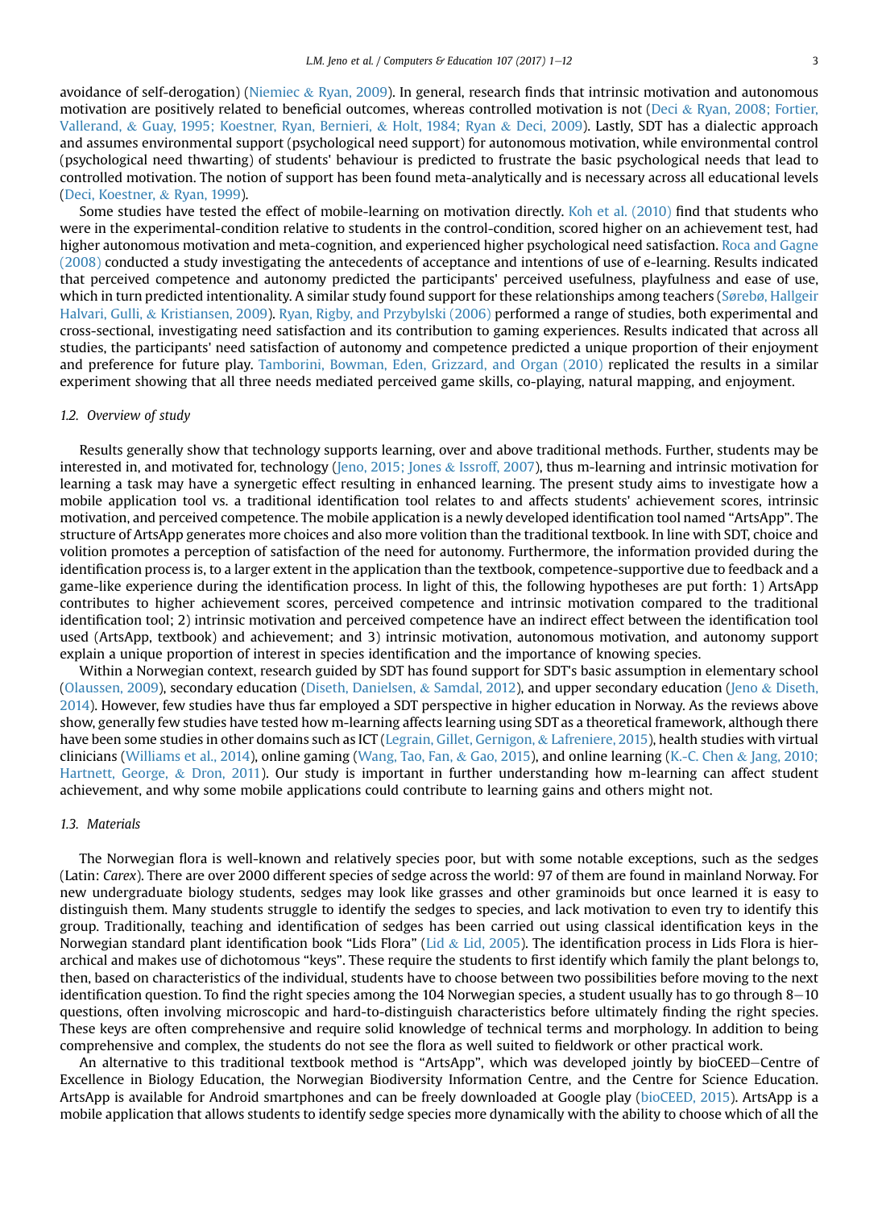avoidance of self-derogation) (Niemiec & Ryan, 2009). In general, research finds that intrinsic motivation and autonomous motivation are positively related to beneficial outcomes, whereas controlled motivation is not (Deci & Ryan, 2008; Fortier, Vallerand, & Guay, 1995; Koestner, Ryan, Bernieri, & Holt, 1984; Ryan & Deci, 2009). Lastly, SDT has a dialectic approach and assumes environmental support (psychological need support) for autonomous motivation, while environmental control (psychological need thwarting) of students' behaviour is predicted to frustrate the basic psychological needs that lead to controlled motivation. The notion of support has been found meta-analytically and is necessary across all educational levels (Deci, Koestner, & Ryan, 1999).

Some studies have tested the effect of mobile-learning on motivation directly. Koh et al. (2010) find that students who were in the experimental-condition relative to students in the control-condition, scored higher on an achievement test, had higher autonomous motivation and meta-cognition, and experienced higher psychological need satisfaction. Roca and Gagne (2008) conducted a study investigating the antecedents of acceptance and intentions of use of e-learning. Results indicated that perceived competence and autonomy predicted the participants' perceived usefulness, playfulness and ease of use, which in turn predicted intentionality. A similar study found support for these relationships among teachers (Sørebø, Hallgeir Halvari, Gulli, & Kristiansen, 2009). Ryan, Rigby, and Przybylski (2006) performed a range of studies, both experimental and cross-sectional, investigating need satisfaction and its contribution to gaming experiences. Results indicated that across all studies, the participants' need satisfaction of autonomy and competence predicted a unique proportion of their enjoyment and preference for future play. Tamborini, Bowman, Eden, Grizzard, and Organ (2010) replicated the results in a similar experiment showing that all three needs mediated perceived game skills, co-playing, natural mapping, and enjoyment.

### 1.2. Overview of study

Results generally show that technology supports learning, over and above traditional methods. Further, students may be interested in, and motivated for, technology (Jeno, 2015; Jones & Issroff, 2007), thus m-learning and intrinsic motivation for learning a task may have a synergetic effect resulting in enhanced learning. The present study aims to investigate how a mobile application tool vs. a traditional identification tool relates to and affects students' achievement scores, intrinsic motivation, and perceived competence. The mobile application is a newly developed identification tool named "ArtsApp". The structure of ArtsApp generates more choices and also more volition than the traditional textbook. In line with SDT, choice and volition promotes a perception of satisfaction of the need for autonomy. Furthermore, the information provided during the identification process is, to a larger extent in the application than the textbook, competence-supportive due to feedback and a game-like experience during the identification process. In light of this, the following hypotheses are put forth: 1) ArtsApp contributes to higher achievement scores, perceived competence and intrinsic motivation compared to the traditional identification tool; 2) intrinsic motivation and perceived competence have an indirect effect between the identification tool used (ArtsApp, textbook) and achievement; and 3) intrinsic motivation, autonomous motivation, and autonomy support explain a unique proportion of interest in species identification and the importance of knowing species.

Within a Norwegian context, research guided by SDT has found support for SDT's basic assumption in elementary school (Olaussen, 2009), secondary education (Diseth, Danielsen, & Samdal, 2012), and upper secondary education (Jeno & Diseth, 2014). However, few studies have thus far employed a SDT perspective in higher education in Norway. As the reviews above show, generally few studies have tested how m-learning affects learning using SDT as a theoretical framework, although there have been some studies in other domains such as ICT (Legrain, Gillet, Gernigon, & Lafreniere, 2015), health studies with virtual clinicians (Williams et al., 2014), online gaming (Wang, Tao, Fan, & Gao, 2015), and online learning (K.-C. Chen & Jang, 2010; Hartnett, George, & Dron, 2011). Our study is important in further understanding how m-learning can affect student achievement, and why some mobile applications could contribute to learning gains and others might not.

### 1.3. Materials

The Norwegian flora is well-known and relatively species poor, but with some notable exceptions, such as the sedges (Latin: *Carex*). There are over 2000 different species of sedge across the world: 97 of them are found in mainland Norway. For new undergraduate biology students, sedges may look like grasses and other graminoids but once learned it is easy to distinguish them. Many students struggle to identify the sedges to species, and lack motivation to even try to identify this group. Traditionally, teaching and identification of sedges has been carried out using classical identification keys in the Norwegian standard plant identification book "Lids Flora" (Lid & Lid, 2005). The identification process in Lids Flora is hierarchical and makes use of dichotomous "keys". These require the students to first identify which family the plant belongs to, then, based on characteristics of the individual, students have to choose between two possibilities before moving to the next identification question. To find the right species among the 104 Norwegian species, a student usually has to go through 8–10 questions, often involving microscopic and hard-to-distinguish characteristics before ultimately finding the right species. These keys are often comprehensive and require solid knowledge of technical terms and morphology. In addition to being comprehensive and complex, the students do not see the flora as well suited to fieldwork or other practical work.

An alternative to this traditional textbook method is "ArtsApp", which was developed jointly by bioCEED—Centre of Excellence in Biology Education, the Norwegian Biodiversity Information Centre, and the Centre for Science Education. ArtsApp is available for Android smartphones and can be freely downloaded at Google play (bioCEED, 2015). ArtsApp is a mobile application that allows students to identify sedge species more dynamically with the ability to choose which of all the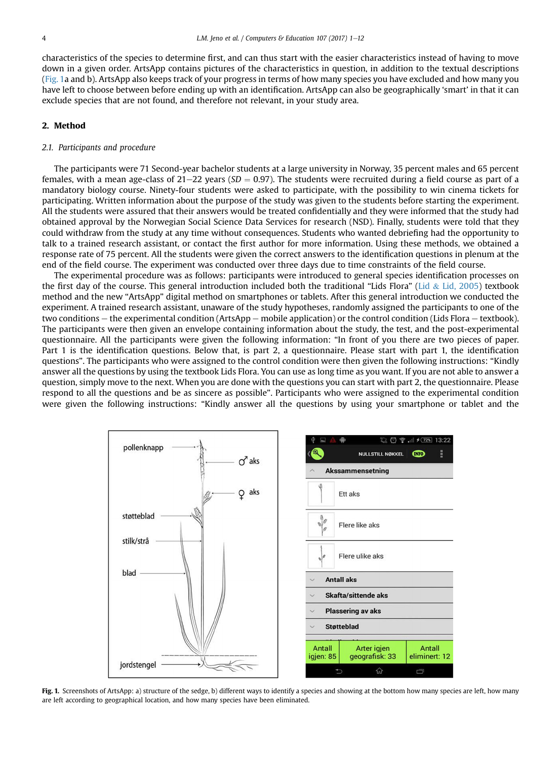characteristics of the species to determine first, and can thus start with the easier characteristics instead of having to move down in a given order. ArtsApp contains pictures of the characteristics in question, in addition to the textual descriptions (Fig. 1a and b). ArtsApp also keeps track of your progress in terms of how many species you have excluded and how many you have left to choose between before ending up with an identification. ArtsApp can also be geographically 'smart' in that it can exclude species that are not found, and therefore not relevant, in your study area.

## 2. Method

### 2.1. Participants and procedure

The participants were 71 Second-year bachelor students at a large university in Norway, 35 percent males and 65 percent females, with a mean age-class of 21–22 years ($SD = 0.97$). The students were recruited during a field course as part of a mandatory biology course. Ninety-four students were asked to participate, with the possibility to win cinema tickets for participating. Written information about the purpose of the study was given to the students before starting the experiment. All the students were assured that their answers would be treated confidentially and they were informed that the study had obtained approval by the Norwegian Social Science Data Services for research (NSD). Finally, students were told that they could withdraw from the study at any time without consequences. Students who wanted debriefing had the opportunity to talk to a trained research assistant, or contact the first author for more information. Using these methods, we obtained a response rate of 75 percent. All the students were given the correct answers to the identification questions in plenum at the end of the field course. The experiment was conducted over three days due to time constraints of the field course.

The experimental procedure was as follows: participants were introduced to general species identification processes on the first day of the course. This general introduction included both the traditional "Lids Flora" (Lid & Lid, 2005) textbook method and the new "ArtsApp" digital method on smartphones or tablets. After this general introduction we conducted the experiment. A trained research assistant, unaware of the study hypotheses, randomly assigned the participants to one of the two conditions – the experimental condition (ArtsApp – mobile application) or the control condition (Lids Flora – textbook). The participants were then given an envelope containing information about the study, the test, and the post-experimental questionnaire. All the participants were given the following information: "In front of you there are two pieces of paper. Part 1 is the identification questions. Below that, is part 2, a questionnaire. Please start with part 1, the identification questions". The participants who were assigned to the control condition were then given the following instructions: "Kindly answer all the questions by using the textbook Lids Flora. You can use as long time as you want. If you are not able to answer a question, simply move to the next. When you are done with the questions you can start with part 2, the questionnaire. Please respond to all the questions and be as sincere as possible". Participants who were assigned to the experimental condition were given the following instructions: "Kindly answer all the questions by using your smartphone or tablet and the

**Fig. 1.** Screenshots of ArtsApp: a) structure of the sedge, b) different ways to identify a species and showing at the bottom how many species are left, how many are left according to geographical location, and how many species have been eliminated.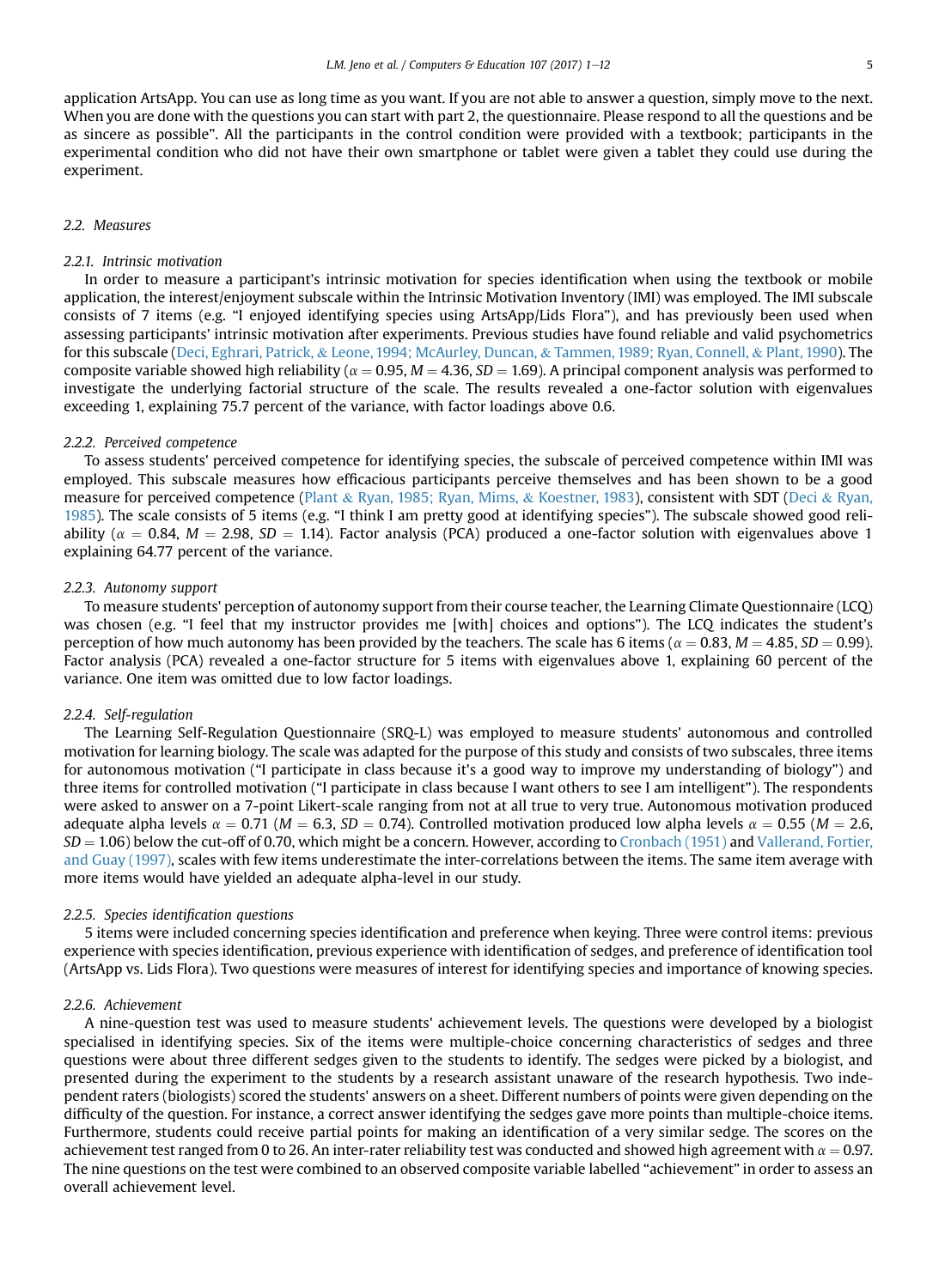application ArtsApp. You can use as long time as you want. If you are not able to answer a question, simply move to the next. When you are done with the questions you can start with part 2, the questionnaire. Please respond to all the questions and be as sincere as possible". All the participants in the control condition were provided with a textbook; participants in the experimental condition who did not have their own smartphone or tablet were given a tablet they could use during the experiment.

## 2.2. Measures

### 2.2.1. Intrinsic motivation

In order to measure a participant's intrinsic motivation for species identification when using the textbook or mobile application, the interest/enjoyment subscale within the Intrinsic Motivation Inventory (IMI) was employed. The IMI subscale consists of 7 items (e.g. "I enjoyed identifying species using ArtsApp/Lids Flora"), and has previously been used when assessing participants' intrinsic motivation after experiments. Previous studies have found reliable and valid psychometrics for this subscale (Deci, Eghrari, Patrick, & Leone, 1994; McAurley, Duncan, & Tammen, 1989; Ryan, Connell, & Plant, 1990). The composite variable showed high reliability ($\alpha = 0.95$, $M = 4.36$, $SD = 1.69$). A principal component analysis was performed to investigate the underlying factorial structure of the scale. The results revealed a one-factor solution with eigenvalues exceeding 1, explaining 75.7 percent of the variance, with factor loadings above 0.6.

### 2.2.2. Perceived competence

To assess students' perceived competence for identifying species, the subscale of perceived competence within IMI was employed. This subscale measures how efficacious participants perceive themselves and has been shown to be a good measure for perceived competence (Plant & Ryan, 1985; Ryan, Mims, & Koestner, 1983), consistent with SDT (Deci & Ryan, 1985). The scale consists of 5 items (e.g. "I think I am pretty good at identifying species"). The subscale showed good reliability ($\alpha = 0.84$, $M = 2.98$, $SD = 1.14$). Factor analysis (PCA) produced a one-factor solution with eigenvalues above 1 explaining 64.77 percent of the variance.

### 2.2.3. Autonomy support

To measure students' perception of autonomy support from their course teacher, the Learning Climate Questionnaire (LCQ) was chosen (e.g. "I feel that my instructor provides me [with] choices and options"). The LCQ indicates the student's perception of how much autonomy has been provided by the teachers. The scale has 6 items ($\alpha = 0.83$, $M = 4.85$, $SD = 0.99$). Factor analysis (PCA) revealed a one-factor structure for 5 items with eigenvalues above 1, explaining 60 percent of the variance. One item was omitted due to low factor loadings.

### 2.2.4. Self-regulation

The Learning Self-Regulation Questionnaire (SRQ-L) was employed to measure students' autonomous and controlled motivation for learning biology. The scale was adapted for the purpose of this study and consists of two subscales, three items for autonomous motivation ("I participate in class because it's a good way to improve my understanding of biology") and three items for controlled motivation ("I participate in class because I want others to see I am intelligent"). The respondents were asked to answer on a 7-point Likert-scale ranging from not at all true to very true. Autonomous motivation produced adequate alpha levels $\alpha = 0.71$ ($M = 6.3$, $SD = 0.74$). Controlled motivation produced low alpha levels $\alpha = 0.55$ ($M = 2.6$, $SD = 1.06$) below the cut-off of 0.70, which might be a concern. However, according to Cronbach (1951) and Vallerand, Fortier, and Guay (1997), scales with few items underestimate the inter-correlations between the items. The same item average with more items would have yielded an adequate alpha-level in our study.

### 2.2.5. Species identification questions

5 items were included concerning species identification and preference when keying. Three were control items: previous experience with species identification, previous experience with identification of sedges, and preference of identification tool (ArtsApp vs. Lids Flora). Two questions were measures of interest for identifying species and importance of knowing species.

### 2.2.6. Achievement

A nine-question test was used to measure students' achievement levels. The questions were developed by a biologist specialised in identifying species. Six of the items were multiple-choice concerning characteristics of sedges and three questions were about three different sedges given to the students to identify. The sedges were picked by a biologist, and presented during the experiment to the students by a research assistant unaware of the research hypothesis. Two independent raters (biologists) scored the students' answers on a sheet. Different numbers of points were given depending on the difficulty of the question. For instance, a correct answer identifying the sedges gave more points than multiple-choice items. Furthermore, students could receive partial points for making an identification of a very similar sedge. The scores on the achievement test ranged from 0 to 26. An inter-rater reliability test was conducted and showed high agreement with $\alpha = 0.97$. The nine questions on the test were combined to an observed composite variable labelled "achievement" in order to assess an overall achievement level.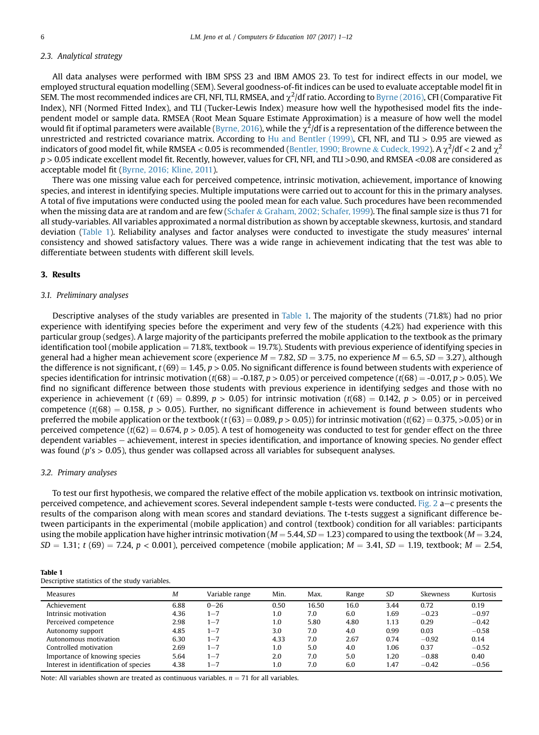### 2.3. Analytical strategy

All data analyses were performed with IBM SPSS 23 and IBM AMOS 23. To test for indirect effects in our model, we employed structural equation modelling (SEM). Several goodness-of-fit indices can be used to evaluate acceptable model fit in SEM. The most recommended indices are CFI, NFI, TLI, RMSEA, and $\chi^2$/df ratio. According to Byrne (2016), CFI (Comparative Fit Index), NFI (Normed Fitted Index), and TLI (Tucker-Lewis Index) measure how well the hypothesised model fits the independent model or sample data. RMSEA (Root Mean Square Estimate Approximation) is a measure of how well the model would fit if optimal parameters were available (Byrne, 2016), while the $\chi^2$/df is a representation of the difference between the unrestricted and restricted covariance matrix. According to Hu and Bentler (1999), CFI, NFI, and TLI > 0.95 are viewed as indicators of good model fit, while RMSEA < 0.05 is recommended (Bentler, 1990; Browne & Cudeck, 1992). A $\chi^2$/df < 2 and $\chi^2$ $p > 0.05$ indicate excellent model fit. Recently, however, values for CFI, NFI, and TLI >0.90, and RMSEA <0.08 are considered as acceptable model fit (Byrne, 2016; Kline, 2011).

There was one missing value each for perceived competence, intrinsic motivation, achievement, importance of knowing species, and interest in identifying species. Multiple imputations were carried out to account for this in the primary analyses. A total of five imputations were conducted using the pooled mean for each value. Such procedures have been recommended when the missing data are at random and are few (Schafer & Graham, 2002; Schafer, 1999). The final sample size is thus 71 for all study-variables. All variables approximated a normal distribution as shown by acceptable skewness, kurtosis, and standard deviation (Table 1). Reliability analyses and factor analyses were conducted to investigate the study measures' internal consistency and showed satisfactory values. There was a wide range in achievement indicating that the test was able to differentiate between students with different skill levels.

## 3. Results

### 3.1. Preliminary analyses

Descriptive analyses of the study variables are presented in Table 1. The majority of the students (71.8%) had no prior experience with identifying species before the experiment and very few of the students (4.2%) had experience with this particular group (sedges). A large majority of the participants preferred the mobile application to the textbook as the primary identification tool (mobile application = 71.8%, textbook = 19.7%). Students with previous experience of identifying species in general had a higher mean achievement score (experience $M = 7.82$, $SD = 3.75$, no experience $M = 6.5$, $SD = 3.27$), although the difference is not significant, $t\,(69) = 1.45$, $p > 0.05$. No significant difference is found between students with experience of species identification for intrinsic motivation ($t(68) = -0.187$, $p > 0.05$) or perceived competence ($t(68) = -0.017$, $p > 0.05$). We find no significant difference between those students with previous experience in identifying sedges and those with no experience in achievement ($t\,(69) = 0.899$, $p > 0.05$) for intrinsic motivation ($t(68) = 0.142$, $p > 0.05$) or in perceived competence ($t(68) = 0.158$, $p > 0.05$). Further, no significant difference in achievement is found between students who preferred the mobile application or the textbook ($t\,(63) = 0.089$, $p > 0.05$)) for intrinsic motivation ($t(62) = 0.375$, >0.05) or in perceived competence ($t(62) = 0.674$, $p > 0.05$). A test of homogeneity was conducted to test for gender effect on the three dependent variables – achievement, interest in species identification, and importance of knowing species. No gender effect was found ($p$'s > 0.05), thus gender was collapsed across all variables for subsequent analyses.

### 3.2. Primary analyses

To test our first hypothesis, we compared the relative effect of the mobile application vs. textbook on intrinsic motivation, perceived competence, and achievement scores. Several independent sample t-tests were conducted. Fig. 2 a–c presents the results of the comparison along with mean scores and standard deviations. The t-tests suggest a significant difference between participants in the experimental (mobile application) and control (textbook) condition for all variables: participants using the mobile application have higher intrinsic motivation ($M = 5.44$, $SD = 1.23$) compared to using the textbook ($M = 3.24$, $SD = 1.31$; $t\,(69) = 7.24$, $p < 0.001$), perceived competence (mobile application; $M = 3.41$, $SD = 1.19$, textbook; $M = 2.54$,

**Table 1**
Descriptive statistics of the study variables.

| Measures | M | Variable range | Min. | Max. | Range | SD | Skewness | Kurtosis |
|---|---|---|---|---|---|---|---|---|
| Achievement | 6.88 | 0–26 | 0.50 | 16.50 | 16.0 | 3.44 | 0.72 | 0.19 |
| Intrinsic motivation | 4.36 | 1–7 | 1.0 | 7.0 | 6.0 | 1.69 | −0.23 | −0.97 |
| Perceived competence | 2.98 | 1–7 | 1.0 | 5.80 | 4.80 | 1.13 | 0.29 | −0.42 |
| Autonomy support | 4.85 | 1–7 | 3.0 | 7.0 | 4.0 | 0.99 | 0.03 | −0.58 |
| Autonomous motivation | 6.30 | 1–7 | 4.33 | 7.0 | 2.67 | 0.74 | −0.92 | 0.14 |
| Controlled motivation | 2.69 | 1–7 | 1.0 | 5.0 | 4.0 | 1.06 | 0.37 | −0.52 |
| Importance of knowing species | 5.64 | 1–7 | 2.0 | 7.0 | 5.0 | 1.20 | −0.88 | 0.40 |
| Interest in identification of species | 4.38 | 1–7 | 1.0 | 7.0 | 6.0 | 1.47 | −0.42 | −0.56 |

Note: All variables shown are treated as continuous variables. $n = 71$ for all variables.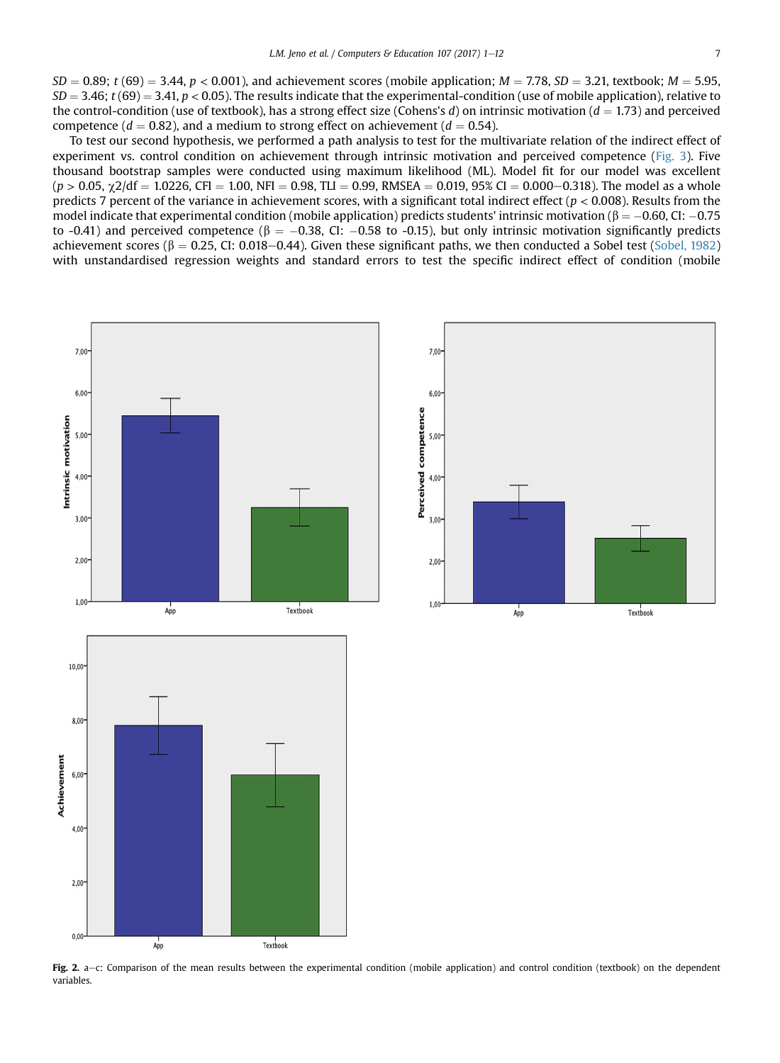$SD = 0.89$; $t\,(69) = 3.44$, $p < 0.001$), and achievement scores (mobile application; $M = 7.78$, $SD = 3.21$, textbook; $M = 5.95$, $SD = 3.46$; $t\,(69) = 3.41$, $p < 0.05$). The results indicate that the experimental-condition (use of mobile application), relative to the control-condition (use of textbook), has a strong effect size (Cohens's *d*) on intrinsic motivation ($d = 1.73$) and perceived competence ($d = 0.82$), and a medium to strong effect on achievement ($d = 0.54$).

To test our second hypothesis, we performed a path analysis to test for the multivariate relation of the indirect effect of experiment vs. control condition on achievement through intrinsic motivation and perceived competence (Fig. 3). Five thousand bootstrap samples were conducted using maximum likelihood (ML). Model fit for our model was excellent ($p > 0.05$, $\chi 2/\text{df} = 1.0226$, CFI = 1.00, NFI = 0.98, TLI = 0.99, RMSEA = 0.019, 95% CI = 0.000–0.318). The model as a whole predicts 7 percent of the variance in achievement scores, with a significant total indirect effect ($p < 0.008$). Results from the model indicate that experimental condition (mobile application) predicts students' intrinsic motivation ($\beta = -0.60$, CI: $-0.75$ to -0.41) and perceived competence ($\beta = -0.38$, CI: $-0.58$ to -0.15), but only intrinsic motivation significantly predicts achievement scores ($\beta = 0.25$, CI: 0.018–0.44). Given these significant paths, we then conducted a Sobel test (Sobel, 1982) with unstandardised regression weights and standard errors to test the specific indirect effect of condition (mobile

**Fig. 2.** a–c: Comparison of the mean results between the experimental condition (mobile application) and control condition (textbook) on the dependent variables.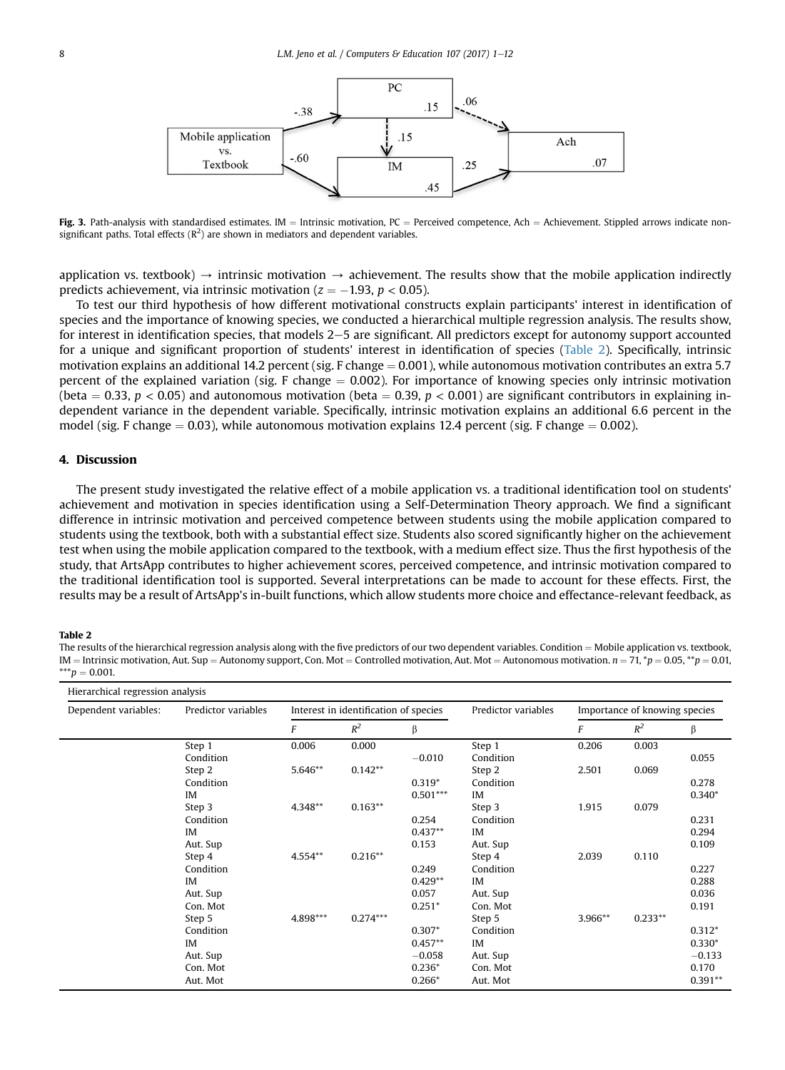Fig. 3. Path-analysis with standardised estimates. IM = Intrinsic motivation, PC = Perceived competence, Ach = Achievement. Stippled arrows indicate non-significant paths. Total effects ($R^2$) are shown in mediators and dependent variables.

application vs. textbook) → intrinsic motivation → achievement. The results show that the mobile application indirectly predicts achievement, via intrinsic motivation ($z = -1.93$, $p < 0.05$).

To test our third hypothesis of how different motivational constructs explain participants' interest in identification of species and the importance of knowing species, we conducted a hierarchical multiple regression analysis. The results show, for interest in identification species, that models 2–5 are significant. All predictors except for autonomy support accounted for a unique and significant proportion of students' interest in identification of species (Table 2). Specifically, intrinsic motivation explains an additional 14.2 percent (sig. F change = 0.001), while autonomous motivation contributes an extra 5.7 percent of the explained variation (sig. F change = 0.002). For importance of knowing species only intrinsic motivation (beta = 0.33, $p < 0.05$) and autonomous motivation (beta = 0.39, $p < 0.001$) are significant contributors in explaining independent variance in the dependent variable. Specifically, intrinsic motivation explains an additional 6.6 percent in the model (sig. F change = 0.03), while autonomous motivation explains 12.4 percent (sig. F change = 0.002).

## 4. Discussion

The present study investigated the relative effect of a mobile application vs. a traditional identification tool on students' achievement and motivation in species identification using a Self-Determination Theory approach. We find a significant difference in intrinsic motivation and perceived competence between students using the mobile application compared to students using the textbook, both with a substantial effect size. Students also scored significantly higher on the achievement test when using the mobile application compared to the textbook, with a medium effect size. Thus the first hypothesis of the study, that ArtsApp contributes to higher achievement scores, perceived competence, and intrinsic motivation compared to the traditional identification tool is supported. Several interpretations can be made to account for these effects. First, the results may be a result of ArtsApp's in-built functions, which allow students more choice and effectance-relevant feedback, as

**Table 2**
The results of the hierarchical regression analysis along with the five predictors of our two dependent variables. Condition = Mobile application vs. textbook, IM = Intrinsic motivation, Aut. Sup = Autonomy support, Con. Mot = Controlled motivation, Aut. Mot = Autonomous motivation. $n = 71$, \*$p = 0.05$, \*\*$p = 0.01$, \*\*\*$p = 0.001$.

| Hierarchical regression analysis | | | | | | | | |
|---|---|---|---|---|---|---|---|---|
| Dependent variables: | Predictor variables | Interest in identification of species | | | Predictor variables | Importance of knowing species | | |
| | | $F$ | $R^2$ | β | | $F$ | $R^2$ | β |
| | Step 1 | 0.006 | 0.000 | | Step 1 | 0.206 | 0.003 | |
| | Condition | | | −0.010 | Condition | | | 0.055 |
| | Step 2 | 5.646\*\* | 0.142\*\* | | Step 2 | 2.501 | 0.069 | |
| | Condition | | | 0.319\* | Condition | | | 0.278 |
| | IM | | | 0.501\*\*\* | IM | | | 0.340\* |
| | Step 3 | 4.348\*\* | 0.163\*\* | | Step 3 | 1.915 | 0.079 | |
| | Condition | | | 0.254 | Condition | | | 0.231 |
| | IM | | | 0.437\*\* | IM | | | 0.294 |
| | Aut. Sup | | | 0.153 | Aut. Sup | | | 0.109 |
| | Step 4 | 4.554\*\* | 0.216\*\* | | Step 4 | 2.039 | 0.110 | |
| | Condition | | | 0.249 | Condition | | | 0.227 |
| | IM | | | 0.429\*\* | IM | | | 0.288 |
| | Aut. Sup | | | 0.057 | Aut. Sup | | | 0.036 |
| | Con. Mot | | | 0.251\* | Con. Mot | | | 0.191 |
| | Step 5 | 4.898\*\*\* | 0.274\*\*\* | | Step 5 | 3.966\*\* | 0.233\*\* | |
| | Condition | | | 0.307\* | Condition | | | 0.312\* |
| | IM | | | 0.457\*\* | IM | | | 0.330\* |
| | Aut. Sup | | | −0.058 | Aut. Sup | | | −0.133 |
| | Con. Mot | | | 0.236\* | Con. Mot | | | 0.170 |
| | Aut. Mot | | | 0.266\* | Aut. Mot | | | 0.391\*\* |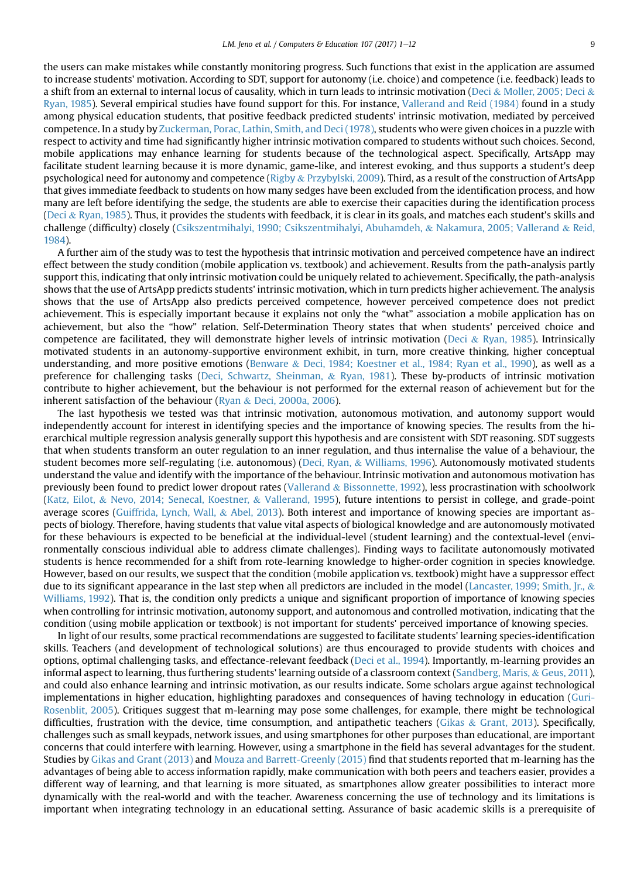the users can make mistakes while constantly monitoring progress. Such functions that exist in the application are assumed to increase students' motivation. According to SDT, support for autonomy (i.e. choice) and competence (i.e. feedback) leads to a shift from an external to internal locus of causality, which in turn leads to intrinsic motivation (Deci & Moller, 2005; Deci & Ryan, 1985). Several empirical studies have found support for this. For instance, Vallerand and Reid (1984) found in a study among physical education students, that positive feedback predicted students' intrinsic motivation, mediated by perceived competence. In a study by Zuckerman, Porac, Lathin, Smith, and Deci (1978), students who were given choices in a puzzle with respect to activity and time had significantly higher intrinsic motivation compared to students without such choices. Second, mobile applications may enhance learning for students because of the technological aspect. Specifically, ArtsApp may facilitate student learning because it is more dynamic, game-like, and interest evoking, and thus supports a student's deep psychological need for autonomy and competence (Rigby & Przybylski, 2009). Third, as a result of the construction of ArtsApp that gives immediate feedback to students on how many sedges have been excluded from the identification process, and how many are left before identifying the sedge, the students are able to exercise their capacities during the identification process (Deci & Ryan, 1985). Thus, it provides the students with feedback, it is clear in its goals, and matches each student's skills and challenge (difficulty) closely (Csikszentmihalyi, 1990; Csikszentmihalyi, Abuhamdeh, & Nakamura, 2005; Vallerand & Reid, 1984).

A further aim of the study was to test the hypothesis that intrinsic motivation and perceived competence have an indirect effect between the study condition (mobile application vs. textbook) and achievement. Results from the path-analysis partly support this, indicating that only intrinsic motivation could be uniquely related to achievement. Specifically, the path-analysis shows that the use of ArtsApp predicts students' intrinsic motivation, which in turn predicts higher achievement. The analysis shows that the use of ArtsApp also predicts perceived competence, however perceived competence does not predict achievement. This is especially important because it explains not only the "what" association a mobile application has on achievement, but also the "how" relation. Self-Determination Theory states that when students' perceived choice and competence are facilitated, they will demonstrate higher levels of intrinsic motivation (Deci & Ryan, 1985). Intrinsically motivated students in an autonomy-supportive environment exhibit, in turn, more creative thinking, higher conceptual understanding, and more positive emotions (Benware & Deci, 1984; Koestner et al., 1984; Ryan et al., 1990), as well as a preference for challenging tasks (Deci, Schwartz, Sheinman, & Ryan, 1981). These by-products of intrinsic motivation contribute to higher achievement, but the behaviour is not performed for the external reason of achievement but for the inherent satisfaction of the behaviour (Ryan & Deci, 2000a, 2006).

The last hypothesis we tested was that intrinsic motivation, autonomous motivation, and autonomy support would independently account for interest in identifying species and the importance of knowing species. The results from the hierarchical multiple regression analysis generally support this hypothesis and are consistent with SDT reasoning. SDT suggests that when students transform an outer regulation to an inner regulation, and thus internalise the value of a behaviour, the student becomes more self-regulating (i.e. autonomous) (Deci, Ryan, & Williams, 1996). Autonomously motivated students understand the value and identify with the importance of the behaviour. Intrinsic motivation and autonomous motivation has previously been found to predict lower dropout rates (Vallerand & Bissonnette, 1992), less procrastination with schoolwork (Katz, Eilot, & Nevo, 2014; Senecal, Koestner, & Vallerand, 1995), future intentions to persist in college, and grade-point average scores (Guiffrida, Lynch, Wall, & Abel, 2013). Both interest and importance of knowing species are important aspects of biology. Therefore, having students that value vital aspects of biological knowledge and are autonomously motivated for these behaviours is expected to be beneficial at the individual-level (student learning) and the contextual-level (environmentally conscious individual able to address climate challenges). Finding ways to facilitate autonomously motivated students is hence recommended for a shift from rote-learning knowledge to higher-order cognition in species knowledge. However, based on our results, we suspect that the condition (mobile application vs. textbook) might have a suppressor effect due to its significant appearance in the last step when all predictors are included in the model (Lancaster, 1999; Smith, Jr., & Williams, 1992). That is, the condition only predicts a unique and significant proportion of importance of knowing species when controlling for intrinsic motivation, autonomy support, and autonomous and controlled motivation, indicating that the condition (using mobile application or textbook) is not important for students' perceived importance of knowing species.

In light of our results, some practical recommendations are suggested to facilitate students' learning species-identification skills. Teachers (and development of technological solutions) are thus encouraged to provide students with choices and options, optimal challenging tasks, and effectance-relevant feedback (Deci et al., 1994). Importantly, m-learning provides an informal aspect to learning, thus furthering students' learning outside of a classroom context (Sandberg, Maris, & Geus, 2011), and could also enhance learning and intrinsic motivation, as our results indicate. Some scholars argue against technological implementations in higher education, highlighting paradoxes and consequences of having technology in education (Guri-Rosenblit, 2005). Critiques suggest that m-learning may pose some challenges, for example, there might be technological difficulties, frustration with the device, time consumption, and antipathetic teachers (Gikas & Grant, 2013). Specifically, challenges such as small keypads, network issues, and using smartphones for other purposes than educational, are important concerns that could interfere with learning. However, using a smartphone in the field has several advantages for the student. Studies by Gikas and Grant (2013) and Mouza and Barrett-Greenly (2015) find that students reported that m-learning has the advantages of being able to access information rapidly, make communication with both peers and teachers easier, provides a different way of learning, and that learning is more situated, as smartphones allow greater possibilities to interact more dynamically with the real-world and with the teacher. Awareness concerning the use of technology and its limitations is important when integrating technology in an educational setting. Assurance of basic academic skills is a prerequisite of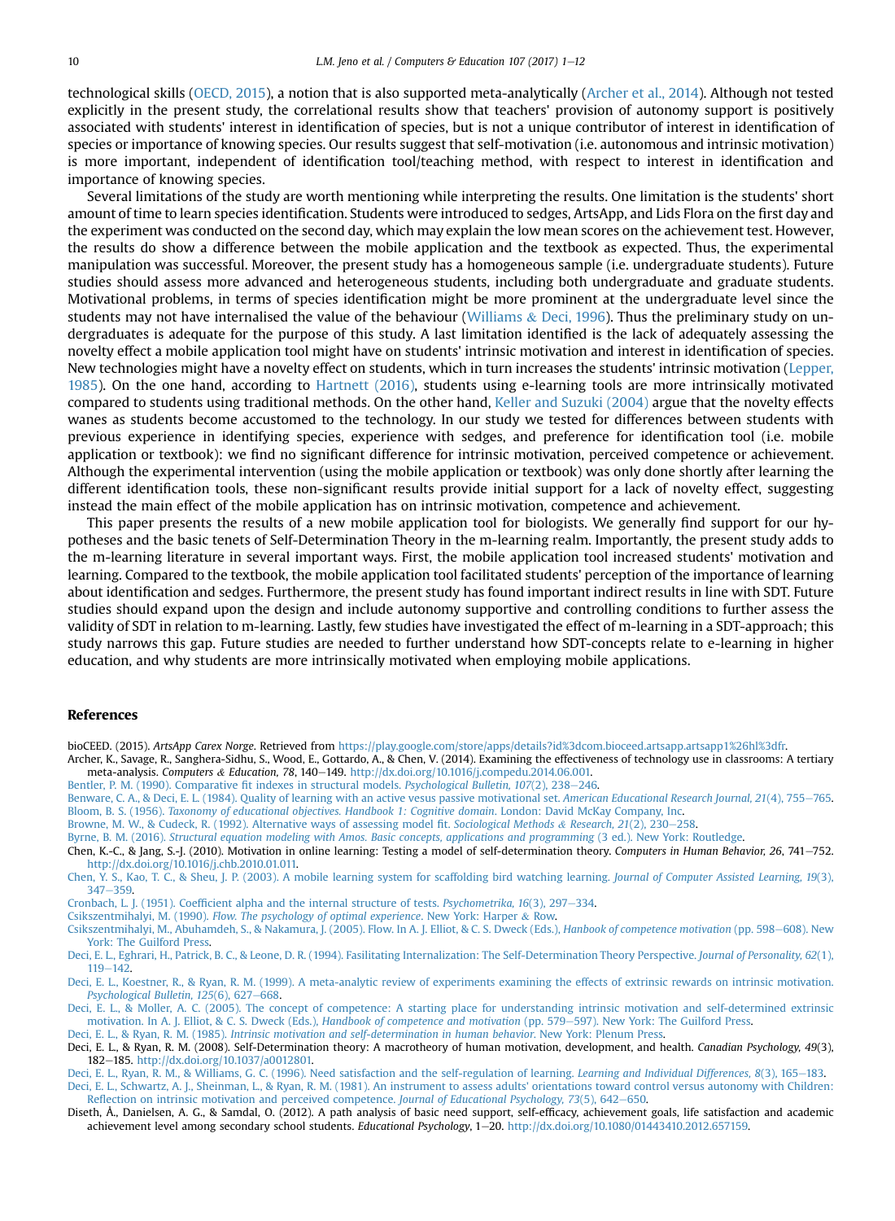technological skills (OECD, 2015), a notion that is also supported meta-analytically (Archer et al., 2014). Although not tested explicitly in the present study, the correlational results show that teachers' provision of autonomy support is positively associated with students' interest in identification of species, but is not a unique contributor of interest in identification of species or importance of knowing species. Our results suggest that self-motivation (i.e. autonomous and intrinsic motivation) is more important, independent of identification tool/teaching method, with respect to interest in identification and importance of knowing species.

Several limitations of the study are worth mentioning while interpreting the results. One limitation is the students' short amount of time to learn species identification. Students were introduced to sedges, ArtsApp, and Lids Flora on the first day and the experiment was conducted on the second day, which may explain the low mean scores on the achievement test. However, the results do show a difference between the mobile application and the textbook as expected. Thus, the experimental manipulation was successful. Moreover, the present study has a homogeneous sample (i.e. undergraduate students). Future studies should assess more advanced and heterogeneous students, including both undergraduate and graduate students. Motivational problems, in terms of species identification might be more prominent at the undergraduate level since the students may not have internalised the value of the behaviour (Williams & Deci, 1996). Thus the preliminary study on undergraduates is adequate for the purpose of this study. A last limitation identified is the lack of adequately assessing the novelty effect a mobile application tool might have on students' intrinsic motivation and interest in identification of species. New technologies might have a novelty effect on students, which in turn increases the students' intrinsic motivation (Lepper, 1985). On the one hand, according to Hartnett (2016), students using e-learning tools are more intrinsically motivated compared to students using traditional methods. On the other hand, Keller and Suzuki (2004) argue that the novelty effects wanes as students become accustomed to the technology. In our study we tested for differences between students with previous experience in identifying species, experience with sedges, and preference for identification tool (i.e. mobile application or textbook): we find no significant difference for intrinsic motivation, perceived competence or achievement. Although the experimental intervention (using the mobile application or textbook) was only done shortly after learning the different identification tools, these non-significant results provide initial support for a lack of novelty effect, suggesting instead the main effect of the mobile application has on intrinsic motivation, competence and achievement.

This paper presents the results of a new mobile application tool for biologists. We generally find support for our hypotheses and the basic tenets of Self-Determination Theory in the m-learning realm. Importantly, the present study adds to the m-learning literature in several important ways. First, the mobile application tool increased students' motivation and learning. Compared to the textbook, the mobile application tool facilitated students' perception of the importance of learning about identification and sedges. Furthermore, the present study has found important indirect results in line with SDT. Future studies should expand upon the design and include autonomy supportive and controlling conditions to further assess the validity of SDT in relation to m-learning. Lastly, few studies have investigated the effect of m-learning in a SDT-approach; this study narrows this gap. Future studies are needed to further understand how SDT-concepts relate to e-learning in higher education, and why students are more intrinsically motivated when employing mobile applications.

## References

bioCEED. (2015). *ArtsApp Carex Norge*. Retrieved from https://play.google.com/store/apps/details?id%3dcom.bioceed.artsapp.artsapp1%26hl%3dfr.

Archer, K., Savage, R., Sanghera-Sidhu, S., Wood, E., Gottardo, A., & Chen, V. (2014). Examining the effectiveness of technology use in classrooms: A tertiary meta-analysis. *Computers & Education, 78*, 140–149. http://dx.doi.org/10.1016/j.compedu.2014.06.001.

Bentler, P. M. (1990). Comparative fit indexes in structural models. *Psychological Bulletin, 107*(2), 238–246.

Benware, C. A., & Deci, E. L. (1984). Quality of learning with an active vesus passive motivational set. *American Educational Research Journal, 21*(4), 755–765.

Bloom, B. S. (1956). *Taxonomy of educational objectives. Handbook 1: Cognitive domain*. London: David McKay Company, Inc.

Browne, M. W., & Cudeck, R. (1992). Alternative ways of assessing model fit. *Sociological Methods & Research, 21*(2), 230–258.

Byrne, B. M. (2016). *Structural equation modeling with Amos. Basic concepts, applications and programming* (3 ed.). New York: Routledge.

Chen, K.-C., & Jang, S.-J. (2010). Motivation in online learning: Testing a model of self-determination theory. *Computers in Human Behavior, 26*, 741–752. http://dx.doi.org/10.1016/j.chb.2010.01.011.

Chen, Y. S., Kao, T. C., & Sheu, J. P. (2003). A mobile learning system for scaffolding bird watching learning. *Journal of Computer Assisted Learning, 19*(3), 347–359.

Cronbach, L. J. (1951). Coefficient alpha and the internal structure of tests. *Psychometrika, 16*(3), 297–334.

Csikszentmihalyi, M. (1990). *Flow. The psychology of optimal experience*. New York: Harper & Row.

Csikszentmihalyi, M., Abuhamdeh, S., & Nakamura, J. (2005). Flow. In A. J. Elliot, & C. S. Dweck (Eds.), *Hanbook of competence motivation* (pp. 598–608). New York: The Guilford Press.

Deci, E. L., Eghrari, H., Patrick, B. C., & Leone, D. R. (1994). Fasilitating Internalization: The Self-Determination Theory Perspective. *Journal of Personality, 62*(1), 119–142.

Deci, E. L., Koestner, R., & Ryan, R. M. (1999). A meta-analytic review of experiments examining the effects of extrinsic rewards on intrinsic motivation. *Psychological Bulletin, 125*(6), 627–668.

Deci, E. L., & Moller, A. C. (2005). The concept of competence: A starting place for understanding intrinsic motivation and self-determined extrinsic motivation. In A. J. Elliot, & C. S. Dweck (Eds.), *Handbook of competence and motivation* (pp. 579–597). New York: The Guilford Press.

Deci, E. L., & Ryan, R. M. (1985). *Intrinsic motivation and self-determination in human behavior*. New York: Plenum Press.

Deci, E. L., & Ryan, R. M. (2008). Self-Determination theory: A macrotheory of human motivation, development, and health. *Canadian Psychology, 49*(3), 182–185. http://dx.doi.org/10.1037/a0012801.

Deci, E. L., Ryan, R. M., & Williams, G. C. (1996). Need satisfaction and the self-regulation of learning. *Learning and Individual Differences, 8*(3), 165–183.

Deci, E. L., Schwartz, A. J., Sheinman, L., & Ryan, R. M. (1981). An instrument to assess adults' orientations toward control versus autonomy with Children: Reflection on intrinsic motivation and perceived competence. *Journal of Educational Psychology, 73*(5), 642–650.

Diseth, Å., Danielsen, A. G., & Samdal, O. (2012). A path analysis of basic need support, self-efficacy, achievement goals, life satisfaction and academic achievement level among secondary school students. *Educational Psychology*, 1–20. http://dx.doi.org/10.1080/01443410.2012.657159.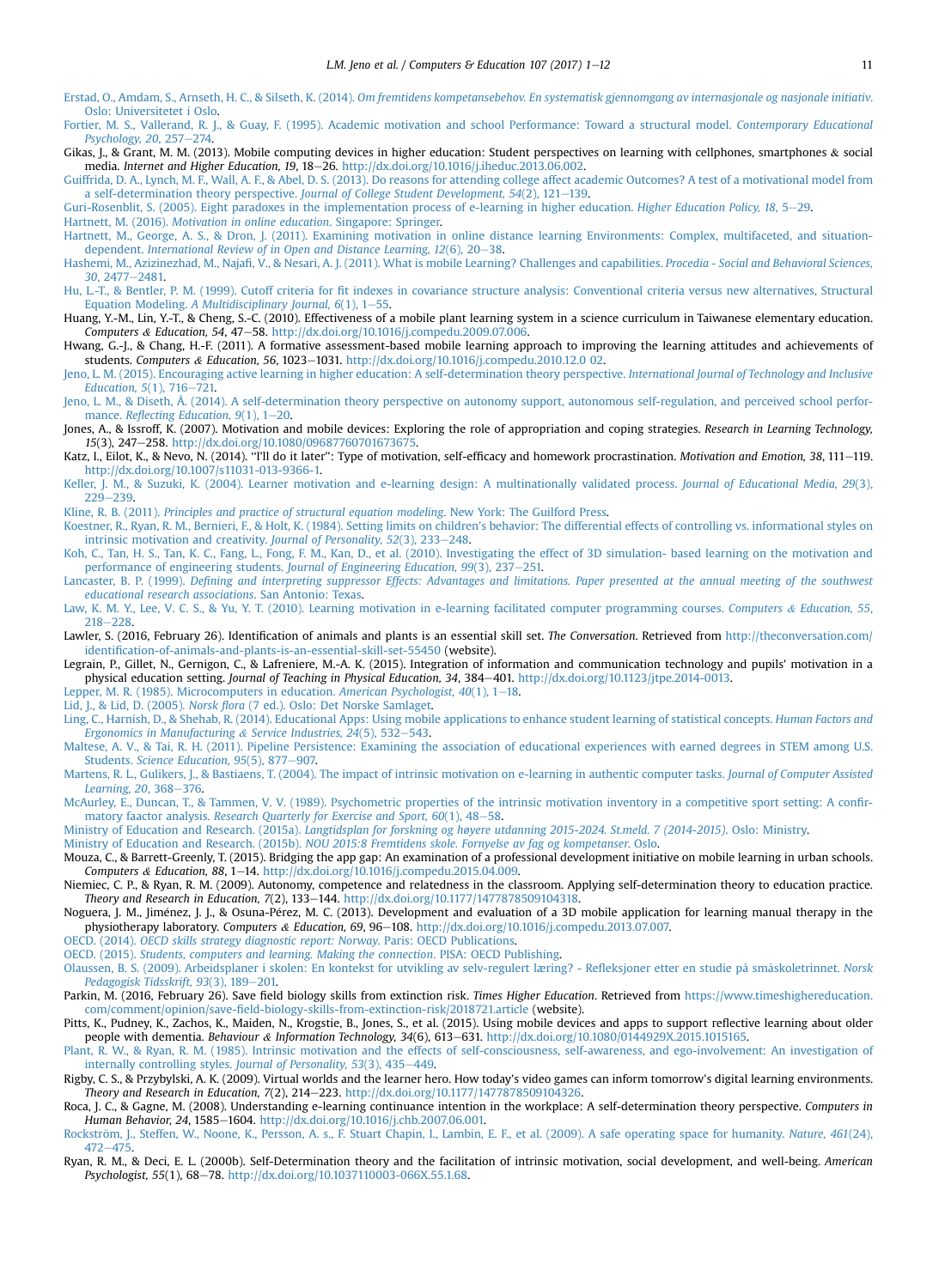Erstad, O., Amdam, S., Arnseth, H. C., & Silseth, K. (2014). *Om fremtidens kompetansebehov. En systematisk gjennomgang av internasjonale og nasjonale initiativ*. Oslo: Universitetet i Oslo.

Fortier, M. S., Vallerand, R. J., & Guay, F. (1995). Academic motivation and school Performance: Toward a structural model. *Contemporary Educational Psychology, 20*, 257–274.

Gikas, J., & Grant, M. M. (2013). Mobile computing devices in higher education: Student perspectives on learning with cellphones, smartphones & social media. *Internet and Higher Education, 19*, 18–26. http://dx.doi.org/10.1016/j.iheduc.2013.06.002.

Guiffrida, D. A., Lynch, M. F., Wall, A. F., & Abel, D. S. (2013). Do reasons for attending college affect academic Outcomes? A test of a motivational model from a self-determination theory perspective. *Journal of College Student Development, 54*(2), 121–139.

Guri-Rosenblit, S. (2005). Eight paradoxes in the implementation process of e-learning in higher education. *Higher Education Policy, 18*, 5–29.

Hartnett, M. (2016). *Motivation in online education*. Singapore: Springer.

Hartnett, M., George, A. S., & Dron, J. (2011). Examining motivation in online distance learning Environments: Complex, multifaceted, and situation-dependent. *International Review of in Open and Distance Learning, 12*(6), 20–38.

Hashemi, M., Azizinezhad, M., Najafi, V., & Nesari, A. J. (2011). What is mobile Learning? Challenges and capabilities. *Procedia - Social and Behavioral Sciences, 30*, 2477–2481.

Hu, L.-T., & Bentler, P. M. (1999). Cutoff criteria for fit indexes in covariance structure analysis: Conventional criteria versus new alternatives, Structural Equation Modeling. *A Multidisciplinary Journal, 6*(1), 1–55.

Huang, Y.-M., Lin, Y.-T., & Cheng, S.-C. (2010). Effectiveness of a mobile plant learning system in a science curriculum in Taiwanese elementary education. *Computers & Education, 54*, 47–58. http://dx.doi.org/10.1016/j.compedu.2009.07.006.

Hwang, G.-J., & Chang, H.-F. (2011). A formative assessment-based mobile learning approach to improving the learning attitudes and achievements of students. *Computers & Education, 56*, 1023–1031. http://dx.doi.org/10.1016/j.compedu.2010.12.0 02.

Jeno, L. M. (2015). Encouraging active learning in higher education: A self-determination theory perspective. *International Journal of Technology and Inclusive Education, 5*(1), 716–721.

Jeno, L. M., & Diseth, Å. (2014). A self-determination theory perspective on autonomy support, autonomous self-regulation, and perceived school performance. *Reflecting Education, 9*(1), 1–20.

Jones, A., & Issroff, K. (2007). Motivation and mobile devices: Exploring the role of appropriation and coping strategies. *Research in Learning Technology, 15*(3), 247–258. http://dx.doi.org/10.1080/09687760701673675.

Katz, I., Eilot, K., & Nevo, N. (2014). "I'll do it later": Type of motivation, self-efficacy and homework procrastination. *Motivation and Emotion, 38*, 111–119. http://dx.doi.org/10.1007/s11031-013-9366-1.

Keller, J. M., & Suzuki, K. (2004). Learner motivation and e-learning design: A multinationally validated process. *Journal of Educational Media, 29*(3), 229–239.

Kline, R. B. (2011). *Principles and practice of structural equation modeling*. New York: The Guilford Press.

Koestner, R., Ryan, R. M., Bernieri, F., & Holt, K. (1984). Setting limits on children's behavior: The differential effects of controlling vs. informational styles on intrinsic motivation and creativity. *Journal of Personality, 52*(3), 233–248.

Koh, C., Tan, H. S., Tan, K. C., Fang, L., Fong, F. M., Kan, D., et al. (2010). Investigating the effect of 3D simulation- based learning on the motivation and performance of engineering students. *Journal of Engineering Education, 99*(3), 237–251.

Lancaster, B. P. (1999). *Defining and interpreting suppressor Effects: Advantages and limitations. Paper presented at the annual meeting of the southwest educational research associations*. San Antonio: Texas.

Law, K. M. Y., Lee, V. C. S., & Yu, Y. T. (2010). Learning motivation in e-learning facilitated computer programming courses. *Computers & Education, 55*, 218–228.

Lawler, S. (2016, February 26). Identification of animals and plants is an essential skill set. *The Conversation*. Retrieved from http://theconversation.com/identification-of-animals-and-plants-is-an-essential-skill-set-55450 (website).

Legrain, P., Gillet, N., Gernigon, C., & Lafreniere, M.-A. K. (2015). Integration of information and communication technology and pupils' motivation in a physical education setting. *Journal of Teaching in Physical Education, 34*, 384–401. http://dx.doi.org/10.1123/jtpe.2014-0013.

Lepper, M. R. (1985). Microcomputers in education. *American Psychologist, 40*(1), 1–18.

Lid, J., & Lid, D. (2005). *Norsk flora* (7 ed.). Oslo: Det Norske Samlaget.

Ling, C., Harnish, D., & Shehab, R. (2014). Educational Apps: Using mobile applications to enhance student learning of statistical concepts. *Human Factors and Ergonomics in Manufacturing & Service Industries, 24*(5), 532–543.

Maltese, A. V., & Tai, R. H. (2011). Pipeline Persistence: Examining the association of educational experiences with earned degrees in STEM among U.S. Students. *Science Education, 95*(5), 877–907.

Martens, R. L., Gulikers, J., & Bastiaens, T. (2004). The impact of intrinsic motivation on e-learning in authentic computer tasks. *Journal of Computer Assisted Learning, 20*, 368–376.

McAurley, E., Duncan, T., & Tammen, V. V. (1989). Psychometric properties of the intrinsic motivation inventory in a competitive sport setting: A confirmatory faactor analysis. *Research Quarterly for Exercise and Sport, 60*(1), 48–58.

Ministry of Education and Research. (2015a). *Langtidsplan for forskning og høyere utdanning 2015-2024. St.meld. 7 (2014-2015)*. Oslo: Ministry.

Ministry of Education and Research. (2015b). *NOU 2015:8 Fremtidens skole. Fornyelse av fag og kompetanser*. Oslo.

Mouza, C., & Barrett-Greenly, T. (2015). Bridging the app gap: An examination of a professional development initiative on mobile learning in urban schools. *Computers & Education, 88*, 1–14. http://dx.doi.org/10.1016/j.compedu.2015.04.009.

Niemiec, C. P., & Ryan, R. M. (2009). Autonomy, competence and relatedness in the classroom. Applying self-determination theory to education practice. *Theory and Research in Education, 7*(2), 133–144. http://dx.doi.org/10.1177/1477878509104318.

Noguera, J. M., Jiménez, J. J., & Osuna-Pérez, M. C. (2013). Development and evaluation of a 3D mobile application for learning manual therapy in the physiotherapy laboratory. *Computers & Education, 69*, 96–108. http://dx.doi.org/10.1016/j.compedu.2013.07.007.

OECD. (2014). *OECD skills strategy diagnostic report: Norway*. Paris: OECD Publications.

OECD. (2015). *Students, computers and learning. Making the connection*. PISA: OECD Publishing.

Olaussen, B. S. (2009). Arbeidsplaner i skolen: En kontekst for utvikling av selv-regulert læring? - Refleksjoner etter en studie på småskoletrinnet. *Norsk Pedagogisk Tidsskrift, 93*(3), 189–201.

Parkin, M. (2016, February 26). Save field biology skills from extinction risk. *Times Higher Education*. Retrieved from https://www.timeshighereducation.com/comment/opinion/save-field-biology-skills-from-extinction-risk/2018721.article (website).

Pitts, K., Pudney, K., Zachos, K., Maiden, N., Krogstie, B., Jones, S., et al. (2015). Using mobile devices and apps to support reflective learning about older people with dementia. *Behaviour & Information Technology, 34*(6), 613–631. http://dx.doi.org/10.1080/0144929X.2015.1015165.

Plant, R. W., & Ryan, R. M. (1985). Intrinsic motivation and the effects of self-consciousness, self-awareness, and ego-involvement: An investigation of internally controlling styles. *Journal of Personality, 53*(3), 435–449.

Rigby, C. S., & Przybylski, A. K. (2009). Virtual worlds and the learner hero. How today's video games can inform tomorrow's digital learning environments. *Theory and Research in Education, 7*(2), 214–223. http://dx.doi.org/10.1177/1477878509104326.

Roca, J. C., & Gagne, M. (2008). Understanding e-learning continuance intention in the workplace: A self-determination theory perspective. *Computers in Human Behavior, 24*, 1585–1604. http://dx.doi.org/10.1016/j.chb.2007.06.001.

Rockström, J., Steffen, W., Noone, K., Persson, A. s., F. Stuart Chapin, I., Lambin, E. F., et al. (2009). A safe operating space for humanity. *Nature, 461*(24), 472–475.

Ryan, R. M., & Deci, E. L. (2000b). Self-Determination theory and the facilitation of intrinsic motivation, social development, and well-being. *American Psychologist, 55*(1), 68–78. http://dx.doi.org/10.1037110003-066X.55.1.68.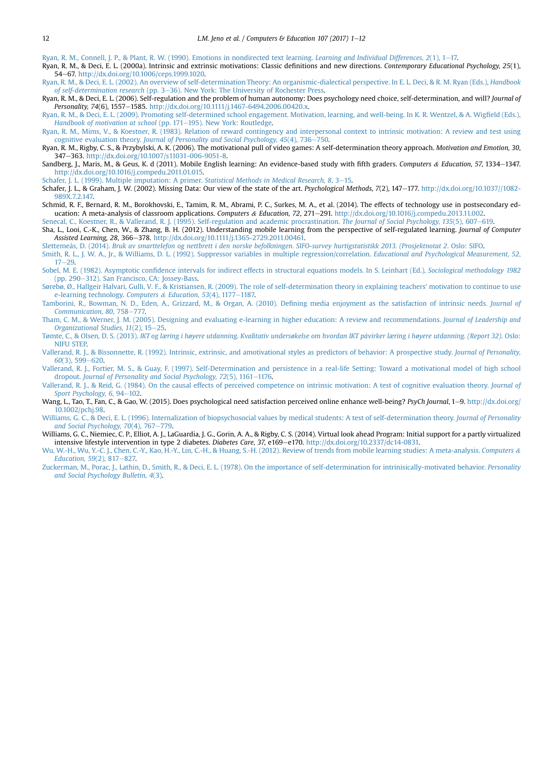Ryan, R. M., Connell, J. P., & Plant, R. W. (1990). Emotions in nondirected text learning. *Learning and Individual Differences, 2*(1), 1–17.

Ryan, R. M., & Deci, E. L. (2000a). Intrinsic and extrinsic motivations: Classic definitions and new directions. *Contemporary Educational Psychology, 25*(1), 54–67. http://dx.doi.org/10.1006/ceps.1999.1020.

Ryan, R. M., & Deci, E. L. (2002). An overview of self-determination Theory: An organismic-dialectical perspective. In E. L. Deci, & R. M. Ryan (Eds.), *Handbook of self-determination research* (pp. 3–36). New York: The University of Rochester Press.

Ryan, R. M., & Deci, E. L. (2006). Self-regulation and the problem of human autonomy: Does psychology need choice, self-determination, and will? *Journal of Personality, 74*(6), 1557–1585. http://dx.doi.org/10.1111/j.1467-6494.2006.00420.x.

Ryan, R. M., & Deci, E. L. (2009). Promoting self-determined school engagement. Motivation, learning, and well-being. In K. R. Wentzel, & A. Wigfield (Eds.), *Handbook of motivation at school* (pp. 171–195). New York: Routledge.

Ryan, R. M., Mims, V., & Koestner, R. (1983). Relation of reward contingency and interpersonal context to intrinsic motivation: A review and test using cognitive evaluation theory. *Journal of Personality and Social Psychology, 45*(4), 736–750.

Ryan, R. M., Rigby, C. S., & Przybylski, A. K. (2006). The motivational pull of video games: A self-determination theory approach. *Motivation and Emotion, 30*, 347–363. http://dx.doi.org/10.1007/s11031-006-9051-8.

Sandberg, J., Maris, M., & Geus, K. d (2011). Mobile English learning: An evidence-based study with fifth graders. *Computers & Education, 57*, 1334–1347. http://dx.doi.org/10.1016/j.compedu.2011.01.015.

Schafer, J. L. (1999). Multiple imputation: A primer. *Statistical Methods in Medical Research, 8*, 3–15.

Schafer, J. L., & Graham, J. W. (2002). Missing Data: Our view of the state of the art. *Psychological Methods, 7*(2), 147–177. http://dx.doi.org/10.1037//1082-989X.7.2.147.

Schmid, R. F., Bernard, R. M., Borokhovski, E., Tamim, R. M., Abrami, P. C., Surkes, M. A., et al. (2014). The effects of technology use in postsecondary education: A meta-analysis of classroom applications. *Computers & Education, 72*, 271–291. http://dx.doi.org/10.1016/j.compedu.2013.11.002.

Senecal, C., Koestner, R., & Vallerand, R. J. (1995). Self-regulation and academic procrastination. *The Journal of Social Psychology, 135*(5), 607–619.

Sha, L., Looi, C.-K., Chen, W., & Zhang, B. H. (2012). Understanding mobile learning from the perspective of self-regulated learning. *Journal of Computer Assisted Learning, 28*, 366–378. http://dx.doi.org/10.1111/j.1365-2729.2011.00461.

Slettemeås, D. (2014). *Bruk av smarttelefon og nettbrett i den norske befolkningen. SIFO-survey hurtigstatistikk 2013. (Prosjektnotat 2*. Oslo: SIFO.

Smith, R. L., J. W. A., Jr., & Williams, D. L. (1992). Suppressor variables in multiple regression/correlation. *Educational and Psychological Measurement, 52*, 17–29.

Sobel, M. E. (1982). Asymptotic confidence intervals for indirect effects in structural equations models. In S. Leinhart (Ed.), *Sociological methodology 1982* (pp. 290–312). San Francisco, CA: Jossey-Bass.

Sørebø, Ø., Hallgeir Halvari, Gulli, V. F., & Kristiansen, R. (2009). The role of self-determination theory in explaining teachers' motivation to continue to use e-learning technology. *Computers & Education, 53*(4), 1177–1187.

Tamborini, R., Bowman, N. D., Eden, A., Grizzard, M., & Organ, A. (2010). Defining media enjoyment as the satisfaction of intrinsic needs. *Journal of Communication, 80*, 758–777.

Tham, C. M., & Werner, J. M. (2005). Designing and evaluating e-learning in higher education: A review and recommendations. *Journal of Leadership and Organizational Studies, 11*(2), 15–25.

Tømte, C., & Olsen, D. S. (2013). *IKT og læring i høyere utdanning. Kvalitativ undersøkelse om hvordan IKT påvirker læring i høyere utdanning. (Report 32)*. Oslo: NIFU STEP.

Vallerand, R. J., & Bissonnette, R. (1992). Intrinsic, extrinsic, and amotivational styles as predictors of behavior: A prospective study. *Journal of Personality, 60*(3), 599–620.

Vallerand, R. J., Fortier, M. S., & Guay, F. (1997). Self-Determination and persistence in a real-life Setting: Toward a motivational model of high school dropout. *Journal of Personality and Social Psychology, 72*(5), 1161–1176.

Vallerand, R. J., & Reid, G. (1984). On the causal effects of perceived competence on intrinsic motivation: A test of cognitive evaluation theory. *Journal of Sport Psychology, 6*, 94–102.

Wang, L., Tao, T., Fan, C., & Gao, W. (2015). Does psychological need satisfaction perceived online enhance well-being? *PsyCh Journal*, 1–9. http://dx.doi.org/10.1002/pchj.98.

Williams, G. C., & Deci, E. L. (1996). Internalization of biopsychosocial values by medical students: A test of self-determination theory. *Journal of Personality and Social Psychology, 70*(4), 767–779.

Williams, G. C., Niemiec, C. P., Elliot, A. J., LaGuardia, J. G., Gorin, A. A., & Rigby, C. S. (2014). Virtual look ahead Program: Initial support for a partly virtualized intensive lifestyle intervention in type 2 diabetes. *Diabetes Care, 37*, e169–e170. http://dx.doi.org/10.2337/dc14-0831.

Wu, W.-H., Wu, Y.-C. J., Chen, C.-Y., Kao, H.-Y., Lin, C.-H., & Huang, S.-H. (2012). Review of trends from mobile learning studies: A meta-analysis. *Computers & Education, 59*(2), 817–827.

Zuckerman, M., Porac, J., Lathin, D., Smith, R., & Deci, E. L. (1978). On the importance of self-determination for intrinisically-motivated behavior. *Personality and Social Psychology Bulletin, 4*(3).